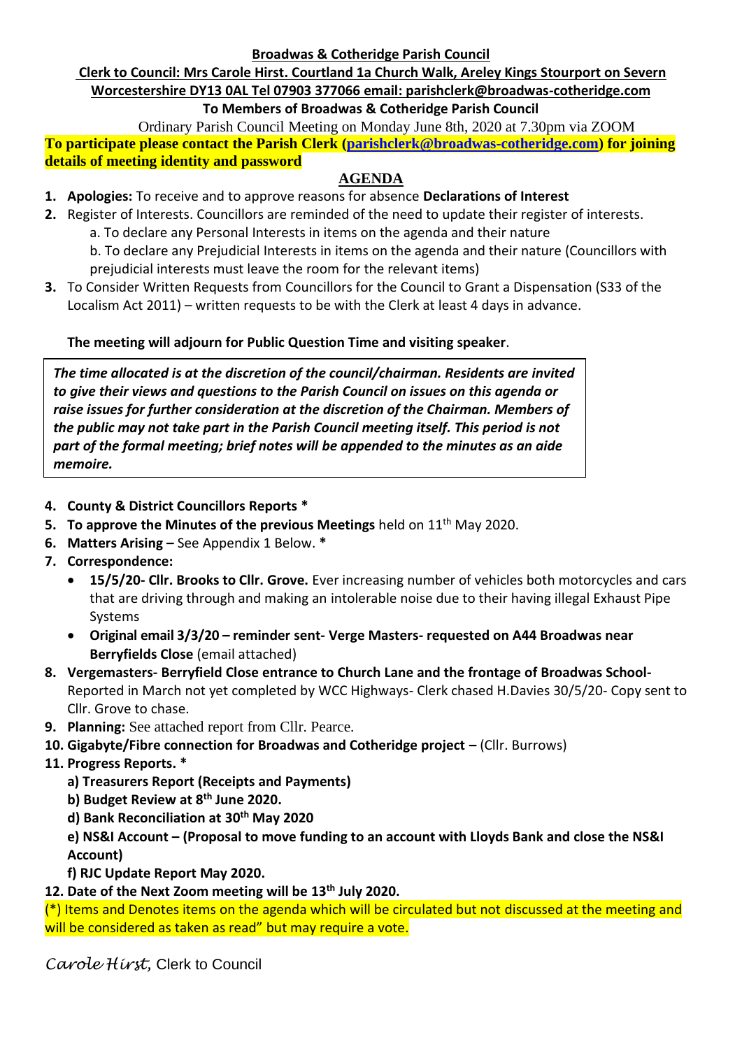**Broadwas & Cotheridge Parish Council**

**Clerk to Council: Mrs Carole Hirst. Courtland 1a Church Walk, Areley Kings Stourport on Severn Worcestershire DY13 0AL Tel 07903 377066 email: parishclerk@broadwas-cotheridge.com**

**To Members of Broadwas & Cotheridge Parish Council**

Ordinary Parish Council Meeting on Monday June 8th, 2020 at 7.30pm via ZOOM

**To participate please contact the Parish Clerk (parishclerk@broadwas-cotheridge.com) for joining details of meeting identity and password**

## AGENDA

1. **Apologies:** To receive and to approve reasons for absence **Declarations of Interest**
2. Register of Interests. Councillors are reminded of the need to update their register of interests.
   a. To declare any Personal Interests in items on the agenda and their nature
   b. To declare any Prejudicial Interests in items on the agenda and their nature (Councillors with prejudicial interests must leave the room for the relevant items)
3. To Consider Written Requests from Councillors for the Council to Grant a Dispensation (S33 of the Localism Act 2011) – written requests to be with the Clerk at least 4 days in advance.

**The meeting will adjourn for Public Question Time and visiting speaker**.

***The time allocated is at the discretion of the council/chairman. Residents are invited to give their views and questions to the Parish Council on issues on this agenda or raise issues for further consideration at the discretion of the Chairman. Members of the public may not take part in the Parish Council meeting itself. This period is not part of the formal meeting; brief notes will be appended to the minutes as an aide memoire.***

4. **County & District Councillors Reports \***
5. **To approve the Minutes of the previous Meetings** held on 11th May 2020.
6. **Matters Arising –** See Appendix 1 Below. **\***
7. **Correspondence:**
   - **15/5/20- Cllr. Brooks to Cllr. Grove.** Ever increasing number of vehicles both motorcycles and cars that are driving through and making an intolerable noise due to their having illegal Exhaust Pipe Systems
   - **Original email 3/3/20 – reminder sent- Verge Masters- requested on A44 Broadwas near Berryfields Close** (email attached)
8. **Vergemasters- Berryfield Close entrance to Church Lane and the frontage of Broadwas School-** Reported in March not yet completed by WCC Highways- Clerk chased H.Davies 30/5/20- Copy sent to Cllr. Grove to chase.
9. **Planning:** See attached report from Cllr. Pearce.
10. **Gigabyte/Fibre connection for Broadwas and Cotheridge project –** (Cllr. Burrows)
11. **Progress Reports. \***
    **a) Treasurers Report (Receipts and Payments)**
    **b) Budget Review at 8th June 2020.**
    **d) Bank Reconciliation at 30th May 2020**
    **e) NS&I Account – (Proposal to move funding to an account with Lloyds Bank and close the NS&I Account)**
    **f) RJC Update Report May 2020.**
12. **Date of the Next Zoom meeting will be 13th July 2020.**

(\*) Items and Denotes items on the agenda which will be circulated but not discussed at the meeting and will be considered as taken as read" but may require a vote.

*Carole Hirst,* Clerk to Council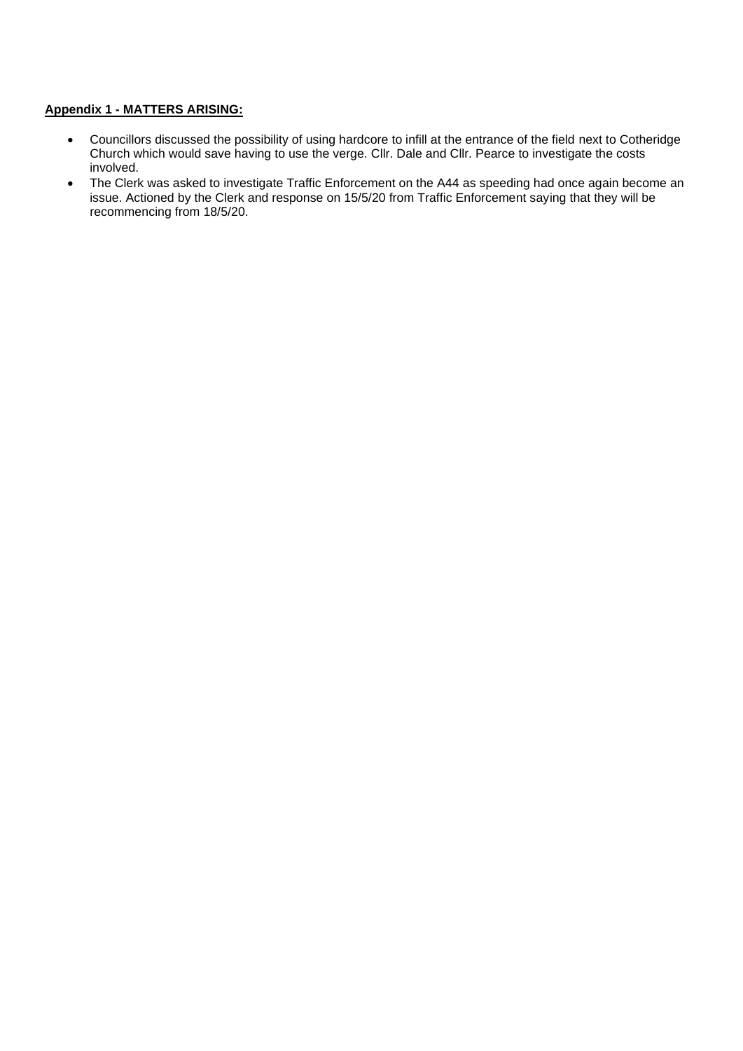**Appendix 1 - MATTERS ARISING:**

- Councillors discussed the possibility of using hardcore to infill at the entrance of the field next to Cotheridge Church which would save having to use the verge. Cllr. Dale and Cllr. Pearce to investigate the costs involved.
- The Clerk was asked to investigate Traffic Enforcement on the A44 as speeding had once again become an issue. Actioned by the Clerk and response on 15/5/20 from Traffic Enforcement saying that they will be recommencing from 18/5/20.